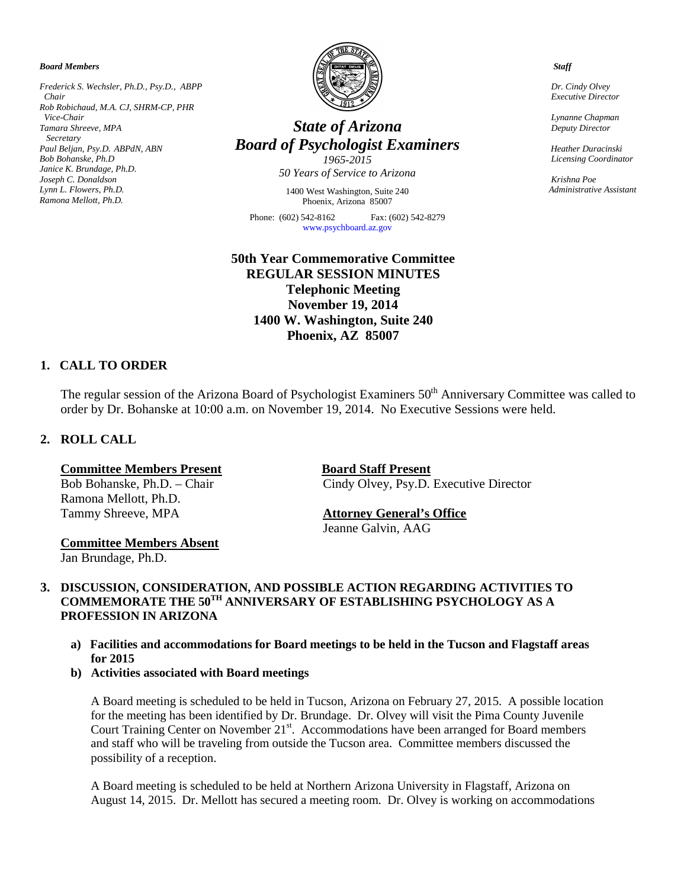*Board Members*

*Frederick S. Wechsler, Ph.D., Psy.D., ABPP*
*Chair*
*Rob Robichaud, M.A. CJ, SHRM-CP, PHR*
*Vice-Chair*
*Tamara Shreeve, MPA*
*Secretary*
*Paul Beljan, Psy.D. ABPdN, ABN*
*Bob Bohanske, Ph.D*
*Janice K. Brundage, Ph.D.*
*Joseph C. Donaldson*
*Lynn L. Flowers, Ph.D.*
*Ramona Mellott, Ph.D.*

# *State of Arizona*
# *Board of Psychologist Examiners*

*1965-2015*
*50 Years of Service to Arizona*

1400 West Washington, Suite 240
Phoenix, Arizona 85007

Phone: (602) 542-8162 Fax: (602) 542-8279
www.psychboard.az.gov

*Staff*

*Dr. Cindy Olvey*
*Executive Director*

*Lynanne Chapman*
*Deputy Director*

*Heather Duracinski*
*Licensing Coordinator*

*Krishna Poe*
*Administrative Assistant*

**50th Year Commemorative Committee**
**REGULAR SESSION MINUTES**
**Telephonic Meeting**
**November 19, 2014**
**1400 W. Washington, Suite 240**
**Phoenix, AZ 85007**

## 1. CALL TO ORDER

The regular session of the Arizona Board of Psychologist Examiners 50th Anniversary Committee was called to order by Dr. Bohanske at 10:00 a.m. on November 19, 2014. No Executive Sessions were held.

## 2. ROLL CALL

**Committee Members Present**
Bob Bohanske, Ph.D. – Chair
Ramona Mellott, Ph.D.
Tammy Shreeve, MPA

**Committee Members Absent**
Jan Brundage, Ph.D.

**Board Staff Present**
Cindy Olvey, Psy.D. Executive Director

**Attorney General's Office**
Jeanne Galvin, AAG

## 3. DISCUSSION, CONSIDERATION, AND POSSIBLE ACTION REGARDING ACTIVITIES TO COMMEMORATE THE 50TH ANNIVERSARY OF ESTABLISHING PSYCHOLOGY AS A PROFESSION IN ARIZONA

**a) Facilities and accommodations for Board meetings to be held in the Tucson and Flagstaff areas for 2015**

**b) Activities associated with Board meetings**

A Board meeting is scheduled to be held in Tucson, Arizona on February 27, 2015. A possible location for the meeting has been identified by Dr. Brundage. Dr. Olvey will visit the Pima County Juvenile Court Training Center on November 21st. Accommodations have been arranged for Board members and staff who will be traveling from outside the Tucson area. Committee members discussed the possibility of a reception.

A Board meeting is scheduled to be held at Northern Arizona University in Flagstaff, Arizona on August 14, 2015. Dr. Mellott has secured a meeting room. Dr. Olvey is working on accommodations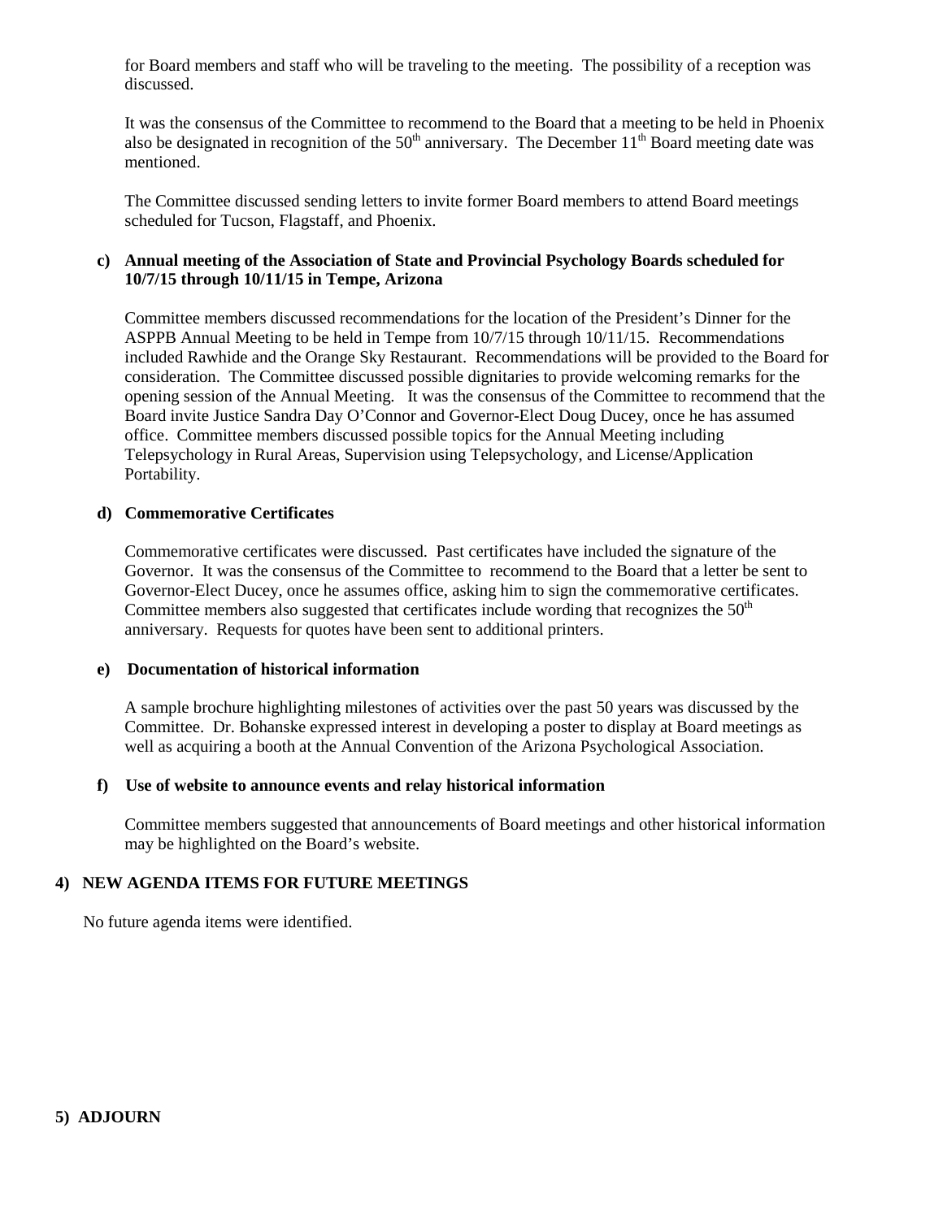for Board members and staff who will be traveling to the meeting. The possibility of a reception was discussed.

It was the consensus of the Committee to recommend to the Board that a meeting to be held in Phoenix also be designated in recognition of the 50th anniversary. The December 11th Board meeting date was mentioned.

The Committee discussed sending letters to invite former Board members to attend Board meetings scheduled for Tucson, Flagstaff, and Phoenix.

**c) Annual meeting of the Association of State and Provincial Psychology Boards scheduled for 10/7/15 through 10/11/15 in Tempe, Arizona**

Committee members discussed recommendations for the location of the President's Dinner for the ASPPB Annual Meeting to be held in Tempe from 10/7/15 through 10/11/15. Recommendations included Rawhide and the Orange Sky Restaurant. Recommendations will be provided to the Board for consideration. The Committee discussed possible dignitaries to provide welcoming remarks for the opening session of the Annual Meeting. It was the consensus of the Committee to recommend that the Board invite Justice Sandra Day O'Connor and Governor-Elect Doug Ducey, once he has assumed office. Committee members discussed possible topics for the Annual Meeting including Telepsychology in Rural Areas, Supervision using Telepsychology, and License/Application Portability.

**d) Commemorative Certificates**

Commemorative certificates were discussed. Past certificates have included the signature of the Governor. It was the consensus of the Committee to recommend to the Board that a letter be sent to Governor-Elect Ducey, once he assumes office, asking him to sign the commemorative certificates. Committee members also suggested that certificates include wording that recognizes the 50th anniversary. Requests for quotes have been sent to additional printers.

**e) Documentation of historical information**

A sample brochure highlighting milestones of activities over the past 50 years was discussed by the Committee. Dr. Bohanske expressed interest in developing a poster to display at Board meetings as well as acquiring a booth at the Annual Convention of the Arizona Psychological Association.

**f) Use of website to announce events and relay historical information**

Committee members suggested that announcements of Board meetings and other historical information may be highlighted on the Board's website.

**4) NEW AGENDA ITEMS FOR FUTURE MEETINGS**

No future agenda items were identified.

**5) ADJOURN**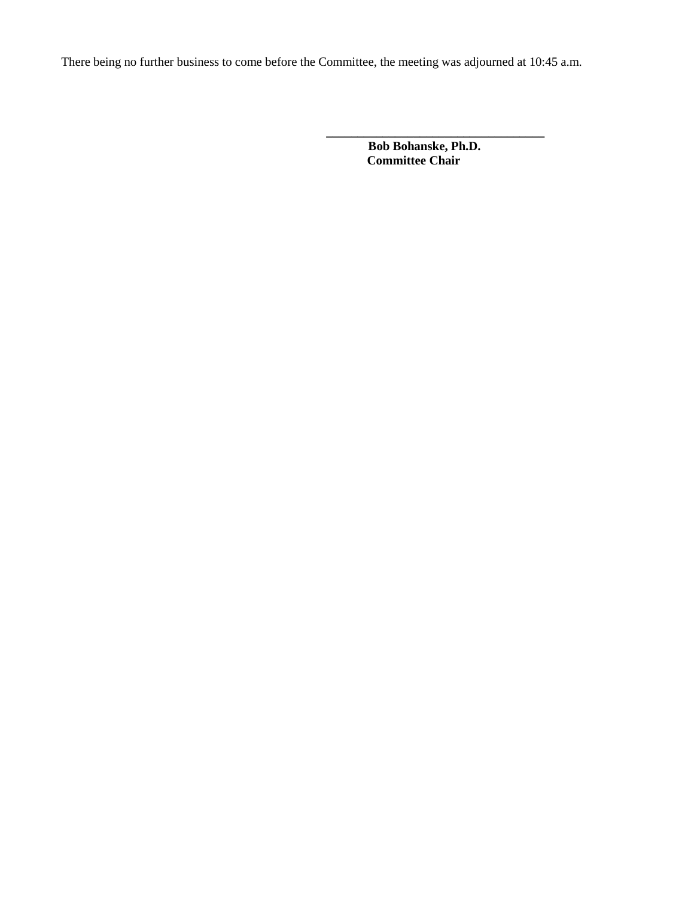There being no further business to come before the Committee, the meeting was adjourned at 10:45 a.m.

\_\_\_\_\_\_\_\_\_\_\_\_\_\_\_\_\_\_\_\_\_\_\_\_\_\_\_\_\_\_\_\_\_\_\_

**Bob Bohanske, Ph.D.**
**Committee Chair**